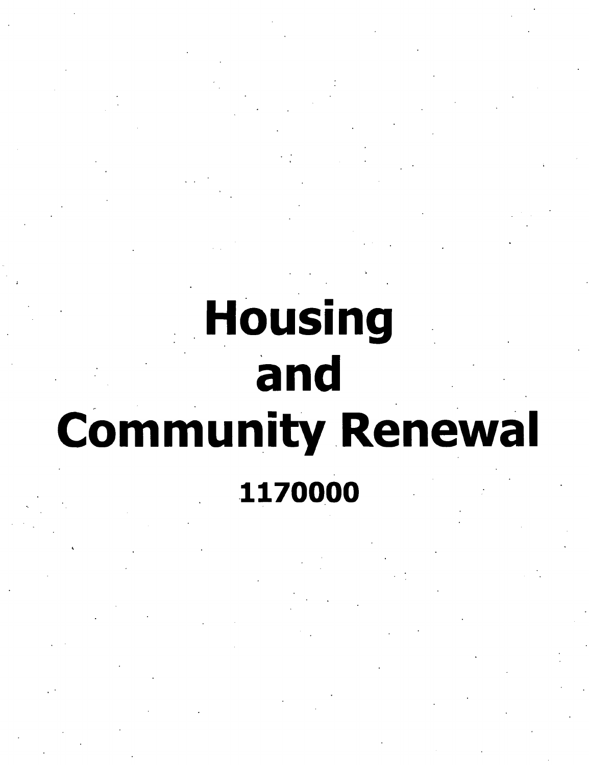# Housing and Community Renewal

**1170000**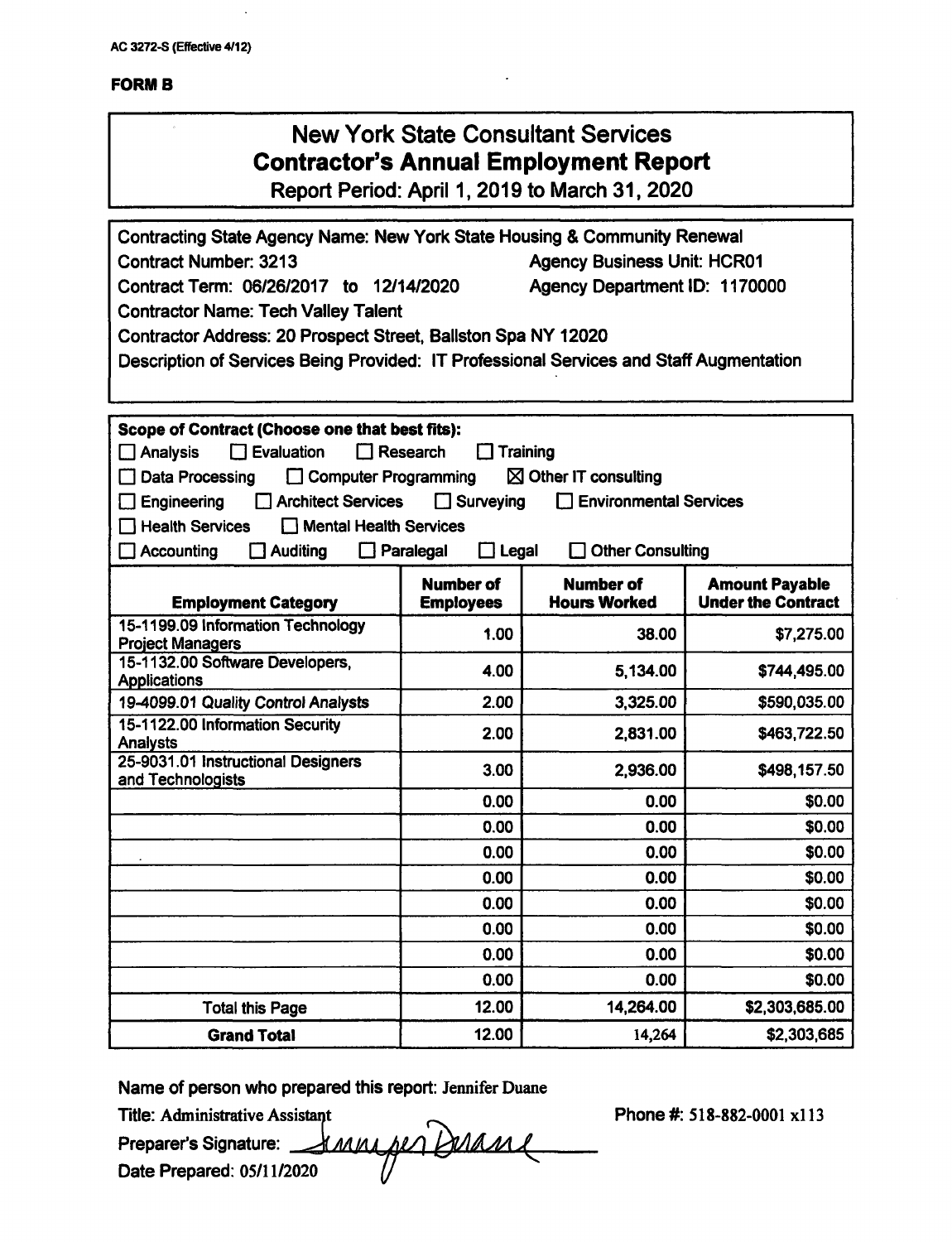AC 3272-S (Effective 4/12)

**FORM B**

# New York State Consultant Services
## Contractor's Annual Employment Report
### Report Period: April 1, 2019 to March 31, 2020

Contracting State Agency Name: New York State Housing & Community Renewal
Contract Number: 3213 Agency Business Unit: HCR01
Contract Term: 06/26/2017 to 12/14/2020 Agency Department ID: 1170000
Contractor Name: Tech Valley Talent
Contractor Address: 20 Prospect Street, Ballston Spa NY 12020
Description of Services Being Provided: IT Professional Services and Staff Augmentation

**Scope of Contract (Choose one that best fits):**

☐ Analysis ☐ Evaluation ☐ Research ☐ Training
☐ Data Processing ☐ Computer Programming ☒ Other IT consulting
☐ Engineering ☐ Architect Services ☐ Surveying ☐ Environmental Services
☐ Health Services ☐ Mental Health Services
☐ Accounting ☐ Auditing ☐ Paralegal ☐ Legal ☐ Other Consulting

| Employment Category | Number of Employees | Number of Hours Worked | Amount Payable Under the Contract |
|---|---|---|---|
| 15-1199.09 Information Technology Project Managers | 1.00 | 38.00 | $7,275.00 |
| 15-1132.00 Software Developers, Applications | 4.00 | 5,134.00 | $744,495.00 |
| 19-4099.01 Quality Control Analysts | 2.00 | 3,325.00 | $590,035.00 |
| 15-1122.00 Information Security Analysts | 2.00 | 2,831.00 | $463,722.50 |
| 25-9031.01 Instructional Designers and Technologists | 3.00 | 2,936.00 | $498,157.50 |
| | 0.00 | 0.00 | $0.00 |
| | 0.00 | 0.00 | $0.00 |
| | 0.00 | 0.00 | $0.00 |
| | 0.00 | 0.00 | $0.00 |
| | 0.00 | 0.00 | $0.00 |
| | 0.00 | 0.00 | $0.00 |
| | 0.00 | 0.00 | $0.00 |
| | 0.00 | 0.00 | $0.00 |
| Total this Page | 12.00 | 14,264.00 | $2,303,685.00 |
| **Grand Total** | 12.00 | 14,264 | $2,303,685 |

Name of person who prepared this report: Jennifer Duane
Title: Administrative Assistant
Phone #: 518-882-0001 x113
Preparer's Signature: Jennifer Duane
Date Prepared: 05/11/2020